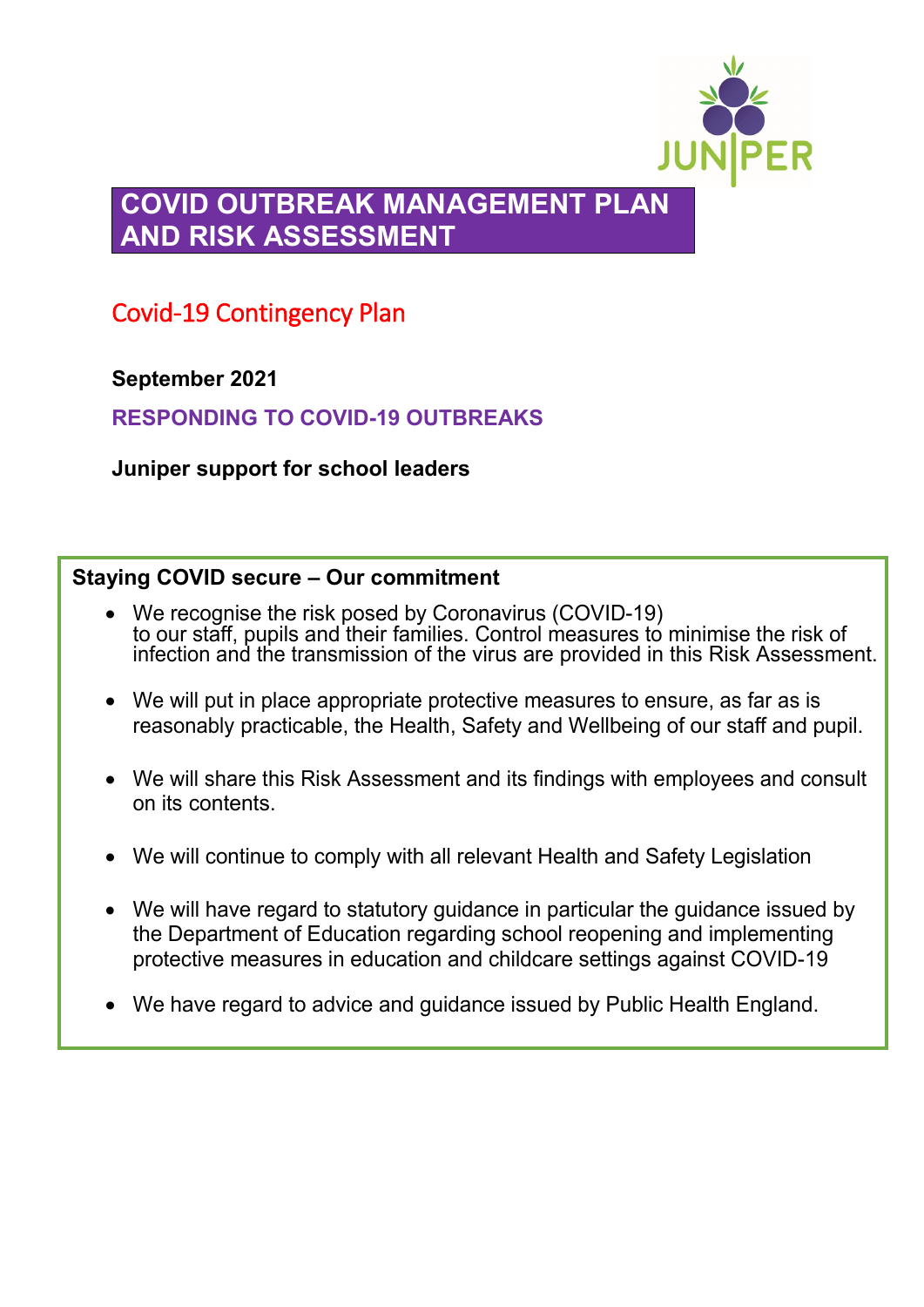JUNIPER

# COVID OUTBREAK MANAGEMENT PLAN AND RISK ASSESSMENT

## Covid-19 Contingency Plan

**September 2021**

**RESPONDING TO COVID-19 OUTBREAKS**

**Juniper support for school leaders**

**Staying COVID secure – Our commitment**

- We recognise the risk posed by Coronavirus (COVID-19) to our staff, pupils and their families. Control measures to minimise the risk of infection and the transmission of the virus are provided in this Risk Assessment.
- We will put in place appropriate protective measures to ensure, as far as is reasonably practicable, the Health, Safety and Wellbeing of our staff and pupil.
- We will share this Risk Assessment and its findings with employees and consult on its contents.
- We will continue to comply with all relevant Health and Safety Legislation
- We will have regard to statutory guidance in particular the guidance issued by the Department of Education regarding school reopening and implementing protective measures in education and childcare settings against COVID-19
- We have regard to advice and guidance issued by Public Health England.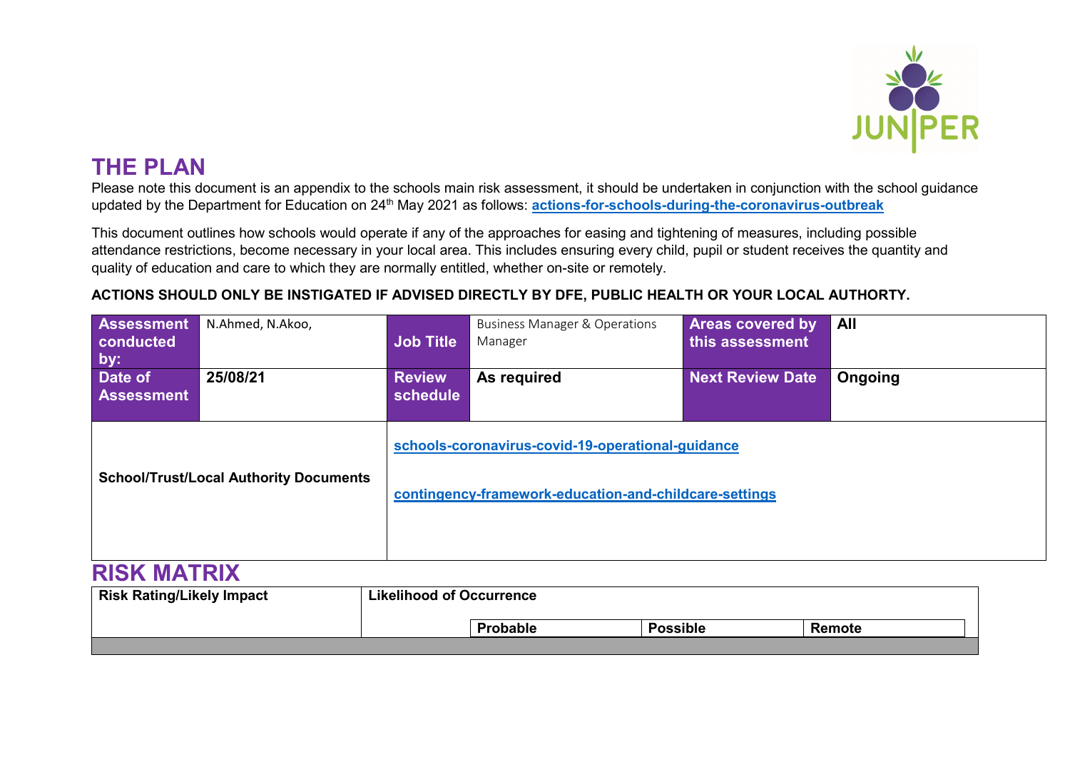# THE PLAN

Please note this document is an appendix to the schools main risk assessment, it should be undertaken in conjunction with the school guidance updated by the Department for Education on 24th May 2021 as follows: **actions-for-schools-during-the-coronavirus-outbreak**

This document outlines how schools would operate if any of the approaches for easing and tightening of measures, including possible attendance restrictions, become necessary in your local area. This includes ensuring every child, pupil or student receives the quantity and quality of education and care to which they are normally entitled, whether on-site or remotely.

**ACTIONS SHOULD ONLY BE INSTIGATED IF ADVISED DIRECTLY BY DFE, PUBLIC HEALTH OR YOUR LOCAL AUTHORTY.**

| | | | | | |
|---|---|---|---|---|---|
| **Assessment conducted by:** | N.Ahmed, N.Akoo, | **Job Title** | Business Manager & Operations Manager | **Areas covered by this assessment** | **All** |
| **Date of Assessment** | **25/08/21** | **Review schedule** | **As required** | **Next Review Date** | **Ongoing** |
| **School/Trust/Local Authority Documents** | **schools-coronavirus-covid-19-operational-guidance**<br><br>**contingency-framework-education-and-childcare-settings** | | | | |

# RISK MATRIX

| **Risk Rating/Likely Impact** | **Likelihood of Occurrence** | | | |
|---|---|---|---|---|
| | | **Probable** | **Possible** | **Remote** |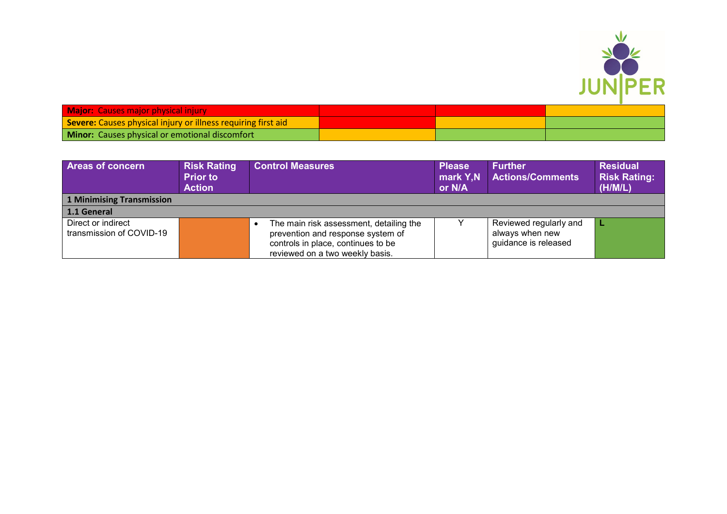| | | | |
|---|---|---|---|
| **Major:** Causes major physical injury | | | |
| **Severe:** Causes physical injury or illness requiring first aid | | | |
| **Minor:** Causes physical or emotional discomfort | | | |

| Areas of concern | Risk Rating Prior to Action | Control Measures | Please mark Y,N or N/A | Further Actions/Comments | Residual Risk Rating: (H/M/L) |
|---|---|---|---|---|---|
| **1 Minimising Transmission** | | | | | |
| **1.1 General** | | | | | |
| Direct or indirect transmission of COVID-19 | | • The main risk assessment, detailing the prevention and response system of controls in place, continues to be reviewed on a two weekly basis. | Y | Reviewed regularly and always when new guidance is released | **L** |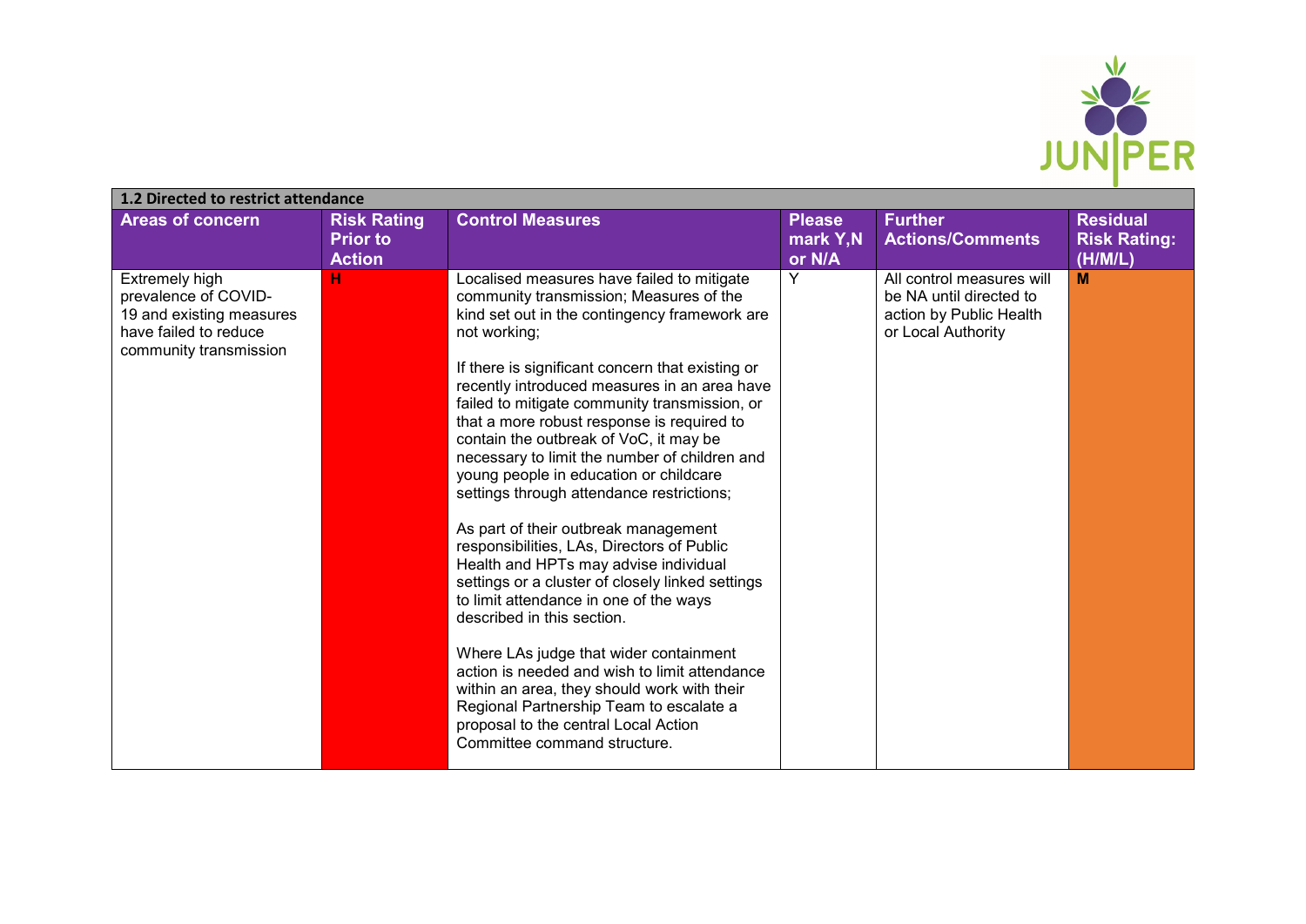| 1.2 Directed to restrict attendance | | | | | |
|---|---|---|---|---|---|
| **Areas of concern** | **Risk Rating Prior to Action** | **Control Measures** | **Please mark Y,N or N/A** | **Further Actions/Comments** | **Residual Risk Rating: (H/M/L)** |
| Extremely high prevalence of COVID-19 and existing measures have failed to reduce community transmission | H | Localised measures have failed to mitigate community transmission; Measures of the kind set out in the contingency framework are not working;<br><br>If there is significant concern that existing or recently introduced measures in an area have failed to mitigate community transmission, or that a more robust response is required to contain the outbreak of VoC, it may be necessary to limit the number of children and young people in education or childcare settings through attendance restrictions;<br><br>As part of their outbreak management responsibilities, LAs, Directors of Public Health and HPTs may advise individual settings or a cluster of closely linked settings to limit attendance in one of the ways described in this section.<br><br>Where LAs judge that wider containment action is needed and wish to limit attendance within an area, they should work with their Regional Partnership Team to escalate a proposal to the central Local Action Committee command structure. | Y | All control measures will be NA until directed to action by Public Health or Local Authority | M |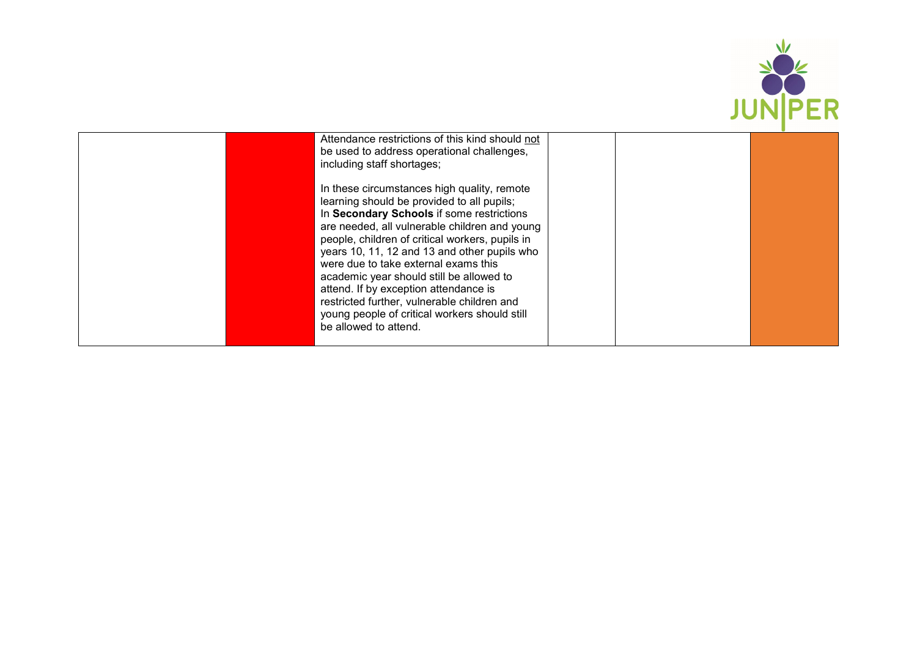| | | | | | |
|---|---|---|---|---|---|
| | | Attendance restrictions of this kind should <u>not</u> be used to address operational challenges, including staff shortages;<br><br>In these circumstances high quality, remote learning should be provided to all pupils;<br>In **Secondary Schools** if some restrictions are needed, all vulnerable children and young people, children of critical workers, pupils in years 10, 11, 12 and 13 and other pupils who were due to take external exams this academic year should still be allowed to attend. If by exception attendance is restricted further, vulnerable children and young people of critical workers should still be allowed to attend. | | | |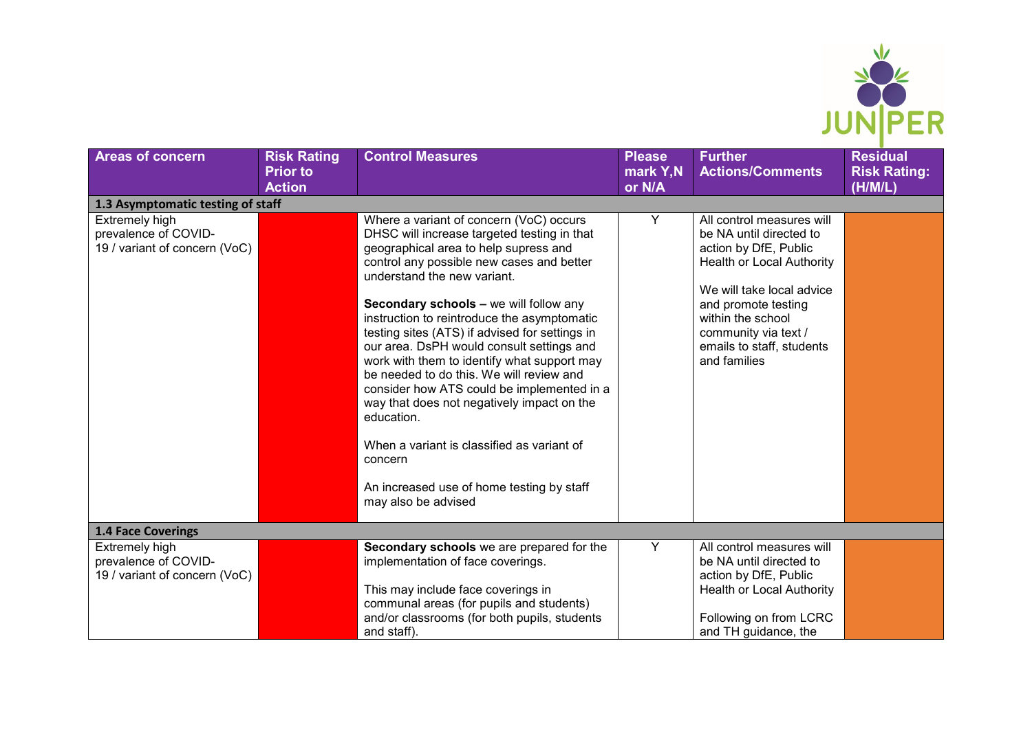| Areas of concern | Risk Rating Prior to Action | Control Measures | Please mark Y,N or N/A | Further Actions/Comments | Residual Risk Rating: (H/M/L) |
|---|---|---|---|---|---|
| **1.3 Asymptomatic testing of staff** | | | | | |
| Extremely high prevalence of COVID-19 / variant of concern (VoC) | | Where a variant of concern (VoC) occurs DHSC will increase targeted testing in that geographical area to help supress and control any possible new cases and better understand the new variant.<br><br>**Secondary schools –** we will follow any instruction to reintroduce the asymptomatic testing sites (ATS) if advised for settings in our area. DsPH would consult settings and work with them to identify what support may be needed to do this. We will review and consider how ATS could be implemented in a way that does not negatively impact on the education.<br><br>When a variant is classified as variant of concern<br><br>An increased use of home testing by staff may also be advised | Y | All control measures will be NA until directed to action by DfE, Public Health or Local Authority<br><br>We will take local advice and promote testing within the school community via text / emails to staff, students and families | |
| **1.4 Face Coverings** | | | | | |
| Extremely high prevalence of COVID-19 / variant of concern (VoC) | | **Secondary schools** we are prepared for the implementation of face coverings.<br><br>This may include face coverings in communal areas (for pupils and students) and/or classrooms (for both pupils, students and staff). | Y | All control measures will be NA until directed to action by DfE, Public Health or Local Authority<br><br>Following on from LCRC and TH guidance, the | |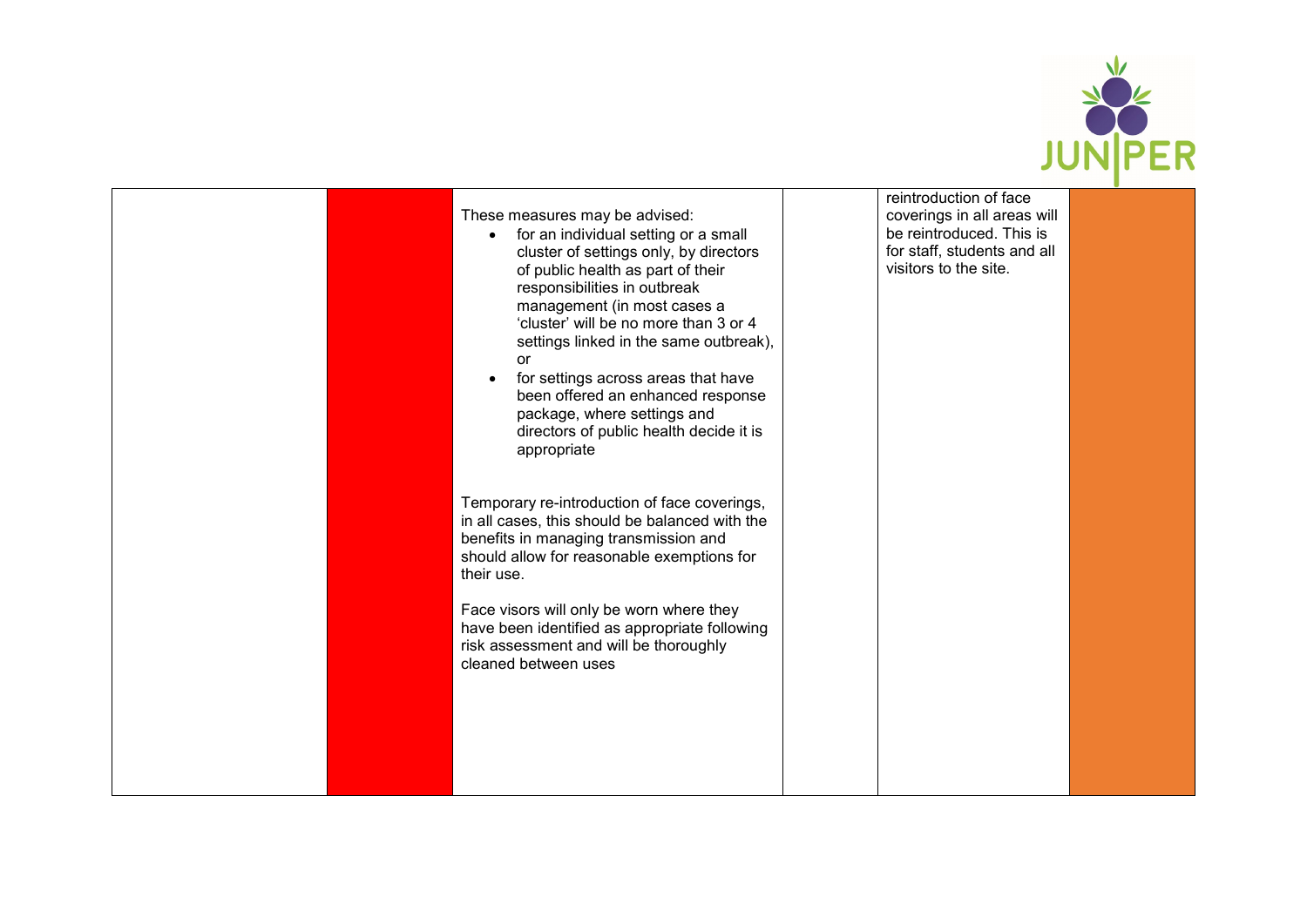| | | | | | |
|---|---|---|---|---|---|
| | | These measures may be advised:<br>• for an individual setting or a small cluster of settings only, by directors of public health as part of their responsibilities in outbreak management (in most cases a 'cluster' will be no more than 3 or 4 settings linked in the same outbreak), or<br>• for settings across areas that have been offered an enhanced response package, where settings and directors of public health decide it is appropriate<br><br>Temporary re-introduction of face coverings, in all cases, this should be balanced with the benefits in managing transmission and should allow for reasonable exemptions for their use.<br><br>Face visors will only be worn where they have been identified as appropriate following risk assessment and will be thoroughly cleaned between uses | | reintroduction of face coverings in all areas will be reintroduced. This is for staff, students and all visitors to the site. | |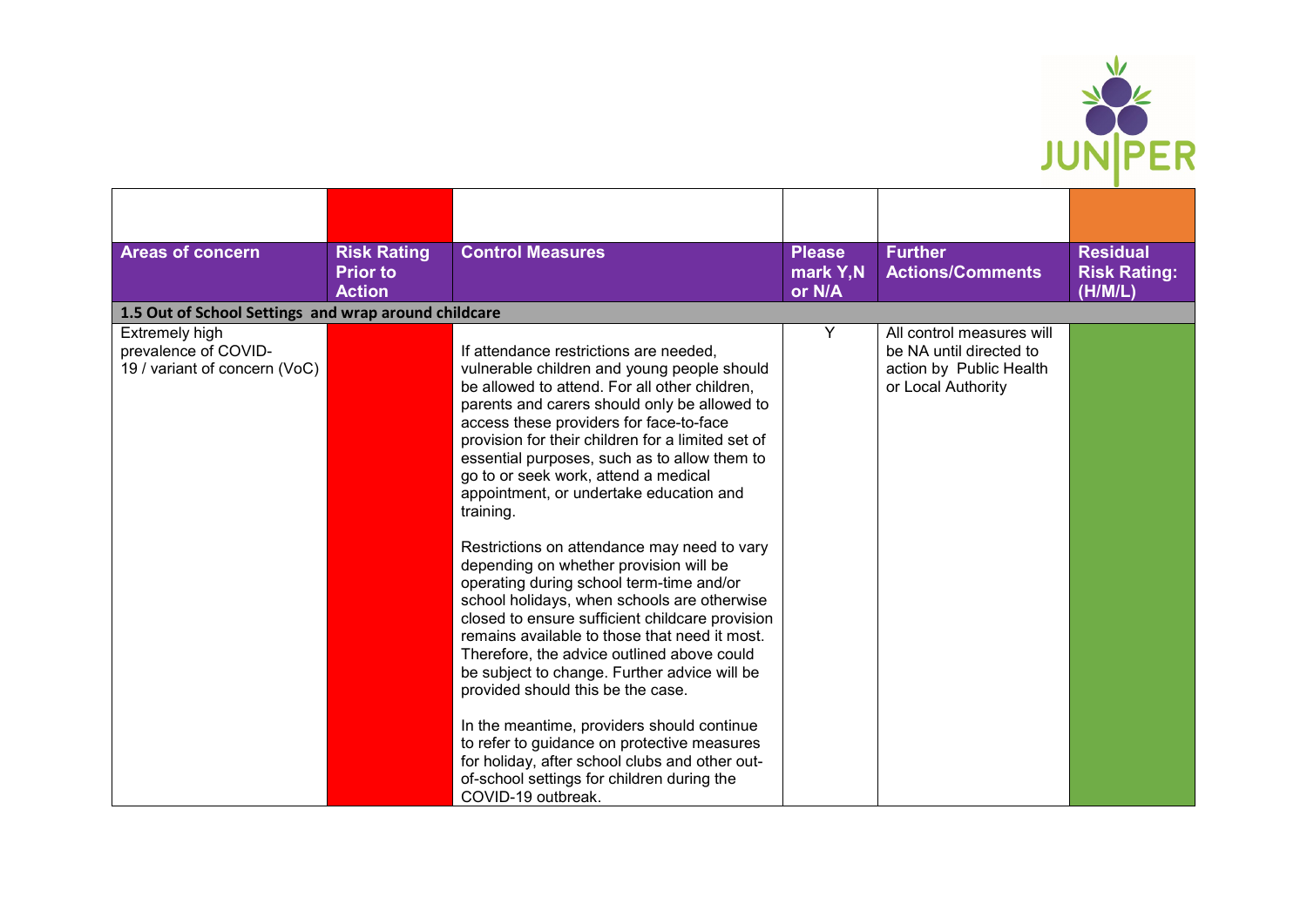| | | | | | |
|---|---|---|---|---|---|
| **Areas of concern** | **Risk Rating Prior to Action** | **Control Measures** | **Please mark Y,N or N/A** | **Further Actions/Comments** | **Residual Risk Rating: (H/M/L)** |
| **1.5 Out of School Settings and wrap around childcare** | | | | | |
| Extremely high prevalence of COVID-19 / variant of concern (VoC) | | If attendance restrictions are needed, vulnerable children and young people should be allowed to attend. For all other children, parents and carers should only be allowed to access these providers for face-to-face provision for their children for a limited set of essential purposes, such as to allow them to go to or seek work, attend a medical appointment, or undertake education and training.<br><br>Restrictions on attendance may need to vary depending on whether provision will be operating during school term-time and/or school holidays, when schools are otherwise closed to ensure sufficient childcare provision remains available to those that need it most. Therefore, the advice outlined above could be subject to change. Further advice will be provided should this be the case.<br><br>In the meantime, providers should continue to refer to guidance on protective measures for holiday, after school clubs and other out-of-school settings for children during the COVID-19 outbreak. | Y | All control measures will be NA until directed to action by Public Health or Local Authority | |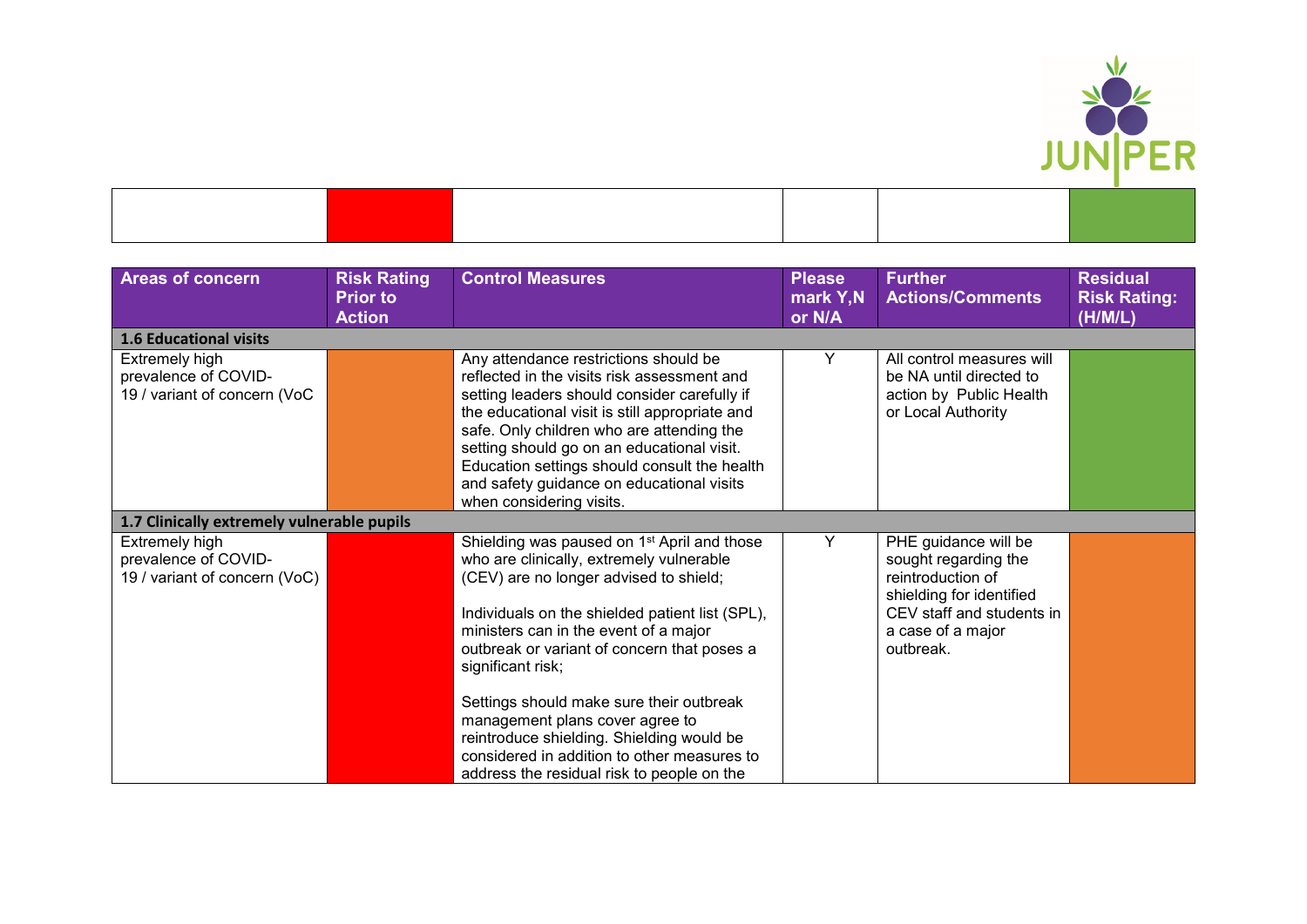| | | | | | |
|---|---|---|---|---|---|
| | | | | | |

| Areas of concern | Risk Rating Prior to Action | Control Measures | Please mark Y,N or N/A | Further Actions/Comments | Residual Risk Rating: (H/M/L) |
|---|---|---|---|---|---|
| **1.6 Educational visits** | | | | | |
| Extremely high prevalence of COVID-19 / variant of concern (VoC | | Any attendance restrictions should be reflected in the visits risk assessment and setting leaders should consider carefully if the educational visit is still appropriate and safe. Only children who are attending the setting should go on an educational visit. Education settings should consult the health and safety guidance on educational visits when considering visits. | Y | All control measures will be NA until directed to action by Public Health or Local Authority | |
| **1.7 Clinically extremely vulnerable pupils** | | | | | |
| Extremely high prevalence of COVID-19 / variant of concern (VoC) | | Shielding was paused on 1st April and those who are clinically, extremely vulnerable (CEV) are no longer advised to shield;<br><br>Individuals on the shielded patient list (SPL), ministers can in the event of a major outbreak or variant of concern that poses a significant risk;<br><br>Settings should make sure their outbreak management plans cover agree to reintroduce shielding. Shielding would be considered in addition to other measures to address the residual risk to people on the | Y | PHE guidance will be sought regarding the reintroduction of shielding for identified CEV staff and students in a case of a major outbreak. | |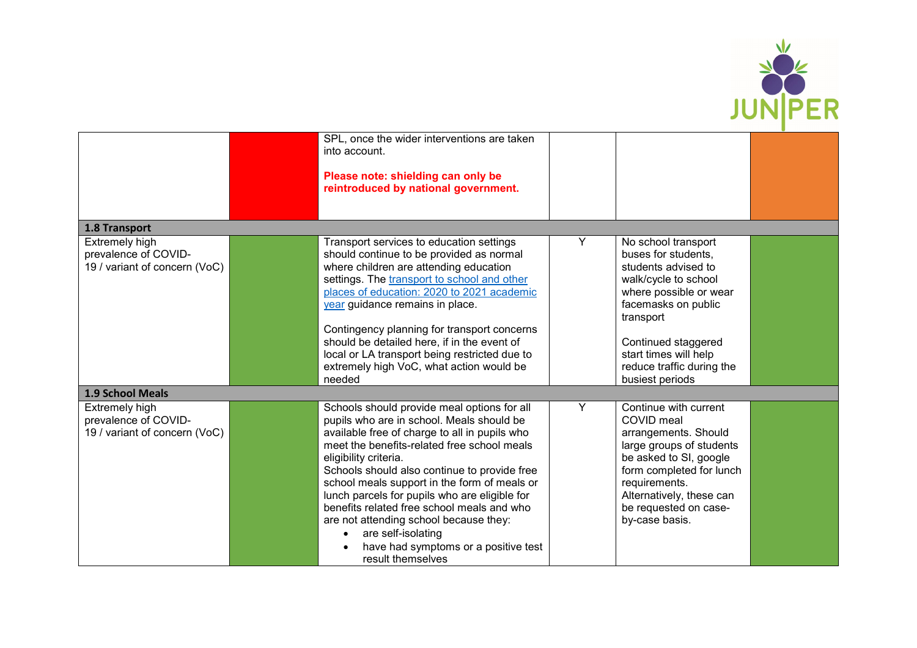| | | | | | |
|---|---|---|---|---|---|
| | | SPL, once the wider interventions are taken into account.<br><br>**Please note: shielding can only be reintroduced by national government.** | | | |
| **1.8 Transport** | | | | | |
| Extremely high prevalence of COVID-19 / variant of concern (VoC) | | Transport services to education settings should continue to be provided as normal where children are attending education settings. The [transport to school and other places of education: 2020 to 2021 academic year]() guidance remains in place.<br><br>Contingency planning for transport concerns should be detailed here, if in the event of local or LA transport being restricted due to extremely high VoC, what action would be needed | Y | No school transport buses for students, students advised to walk/cycle to school where possible or wear facemasks on public transport<br><br>Continued staggered start times will help reduce traffic during the busiest periods | |
| **1.9 School Meals** | | | | | |
| Extremely high prevalence of COVID-19 / variant of concern (VoC) | | Schools should provide meal options for all pupils who are in school. Meals should be available free of charge to all in pupils who meet the benefits-related free school meals eligibility criteria.<br>Schools should also continue to provide free school meals support in the form of meals or lunch parcels for pupils who are eligible for benefits related free school meals and who are not attending school because they:<br>• are self-isolating<br>• have had symptoms or a positive test result themselves | Y | Continue with current COVID meal arrangements. Should large groups of students be asked to SI, google form completed for lunch requirements. Alternatively, these can be requested on case-by-case basis. | |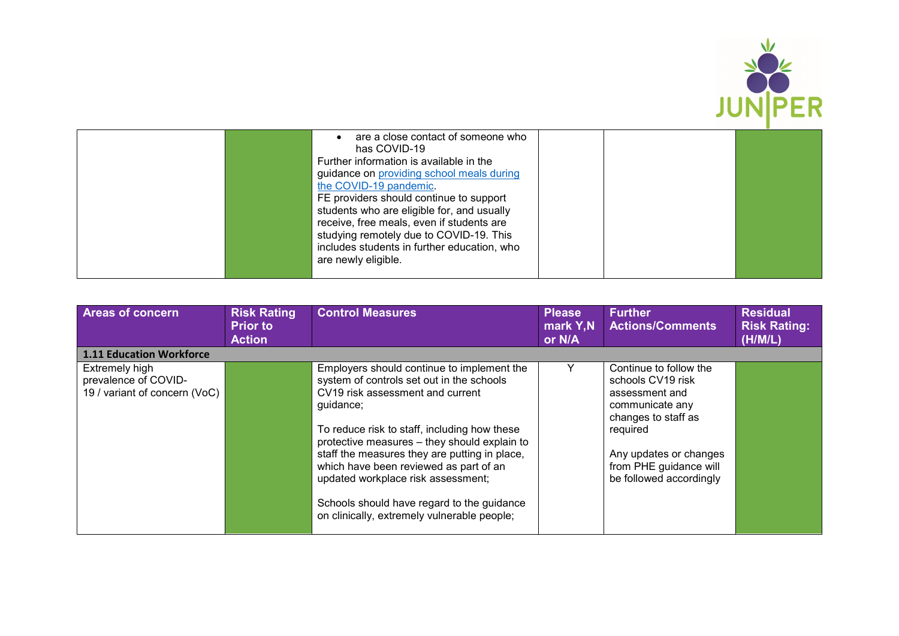| | | | | | |
|---|---|---|---|---|---|
| | | • are a close contact of someone who has COVID-19<br>Further information is available in the guidance on [providing school meals during the COVID-19 pandemic](#).<br>FE providers should continue to support students who are eligible for, and usually receive, free meals, even if students are studying remotely due to COVID-19. This includes students in further education, who are newly eligible. | | | |

| Areas of concern | Risk Rating Prior to Action | Control Measures | Please mark Y,N or N/A | Further Actions/Comments | Residual Risk Rating: (H/M/L) |
|---|---|---|---|---|---|
| **1.11 Education Workforce** | | | | | |
| Extremely high prevalence of COVID-19 / variant of concern (VoC) | | Employers should continue to implement the system of controls set out in the schools CV19 risk assessment and current guidance;<br><br>To reduce risk to staff, including how these protective measures – they should explain to staff the measures they are putting in place, which have been reviewed as part of an updated workplace risk assessment;<br><br>Schools should have regard to the guidance on clinically, extremely vulnerable people; | Y | Continue to follow the schools CV19 risk assessment and communicate any changes to staff as required<br><br>Any updates or changes from PHE guidance will be followed accordingly | |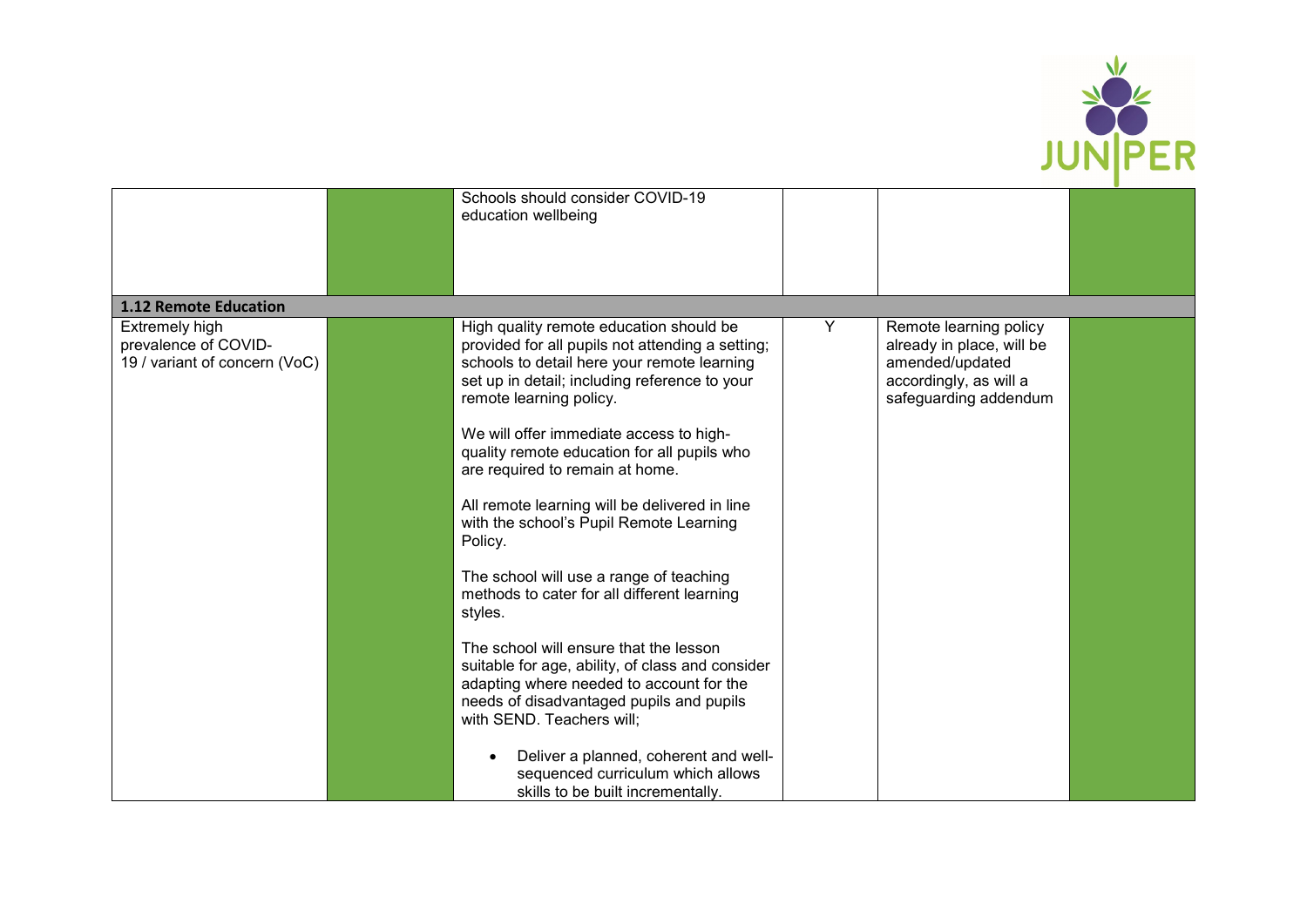| | | | | | |
|---|---|---|---|---|---|
| | | Schools should consider COVID-19 education wellbeing | | | |
| **1.12 Remote Education** | | | | | |
| Extremely high prevalence of COVID-19 / variant of concern (VoC) | | High quality remote education should be provided for all pupils not attending a setting; schools to detail here your remote learning set up in detail; including reference to your remote learning policy.<br><br>We will offer immediate access to high-quality remote education for all pupils who are required to remain at home.<br><br>All remote learning will be delivered in line with the school's Pupil Remote Learning Policy.<br><br>The school will use a range of teaching methods to cater for all different learning styles.<br><br>The school will ensure that the lesson suitable for age, ability, of class and consider adapting where needed to account for the needs of disadvantaged pupils and pupils with SEND. Teachers will;<br><br>• Deliver a planned, coherent and well-sequenced curriculum which allows skills to be built incrementally. | Y | Remote learning policy already in place, will be amended/updated accordingly, as will a safeguarding addendum | |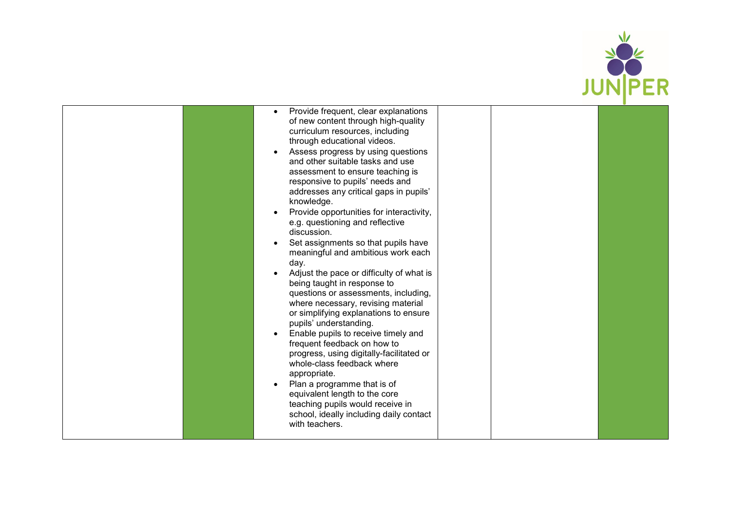| | | | | | |
|---|---|---|---|---|---|
| | | <ul><li>Provide frequent, clear explanations of new content through high-quality curriculum resources, including through educational videos.</li><li>Assess progress by using questions and other suitable tasks and use assessment to ensure teaching is responsive to pupils' needs and addresses any critical gaps in pupils' knowledge.</li><li>Provide opportunities for interactivity, e.g. questioning and reflective discussion.</li><li>Set assignments so that pupils have meaningful and ambitious work each day.</li><li>Adjust the pace or difficulty of what is being taught in response to questions or assessments, including, where necessary, revising material or simplifying explanations to ensure pupils' understanding.</li><li>Enable pupils to receive timely and frequent feedback on how to progress, using digitally-facilitated or whole-class feedback where appropriate.</li><li>Plan a programme that is of equivalent length to the core teaching pupils would receive in school, ideally including daily contact with teachers.</li></ul> | | | |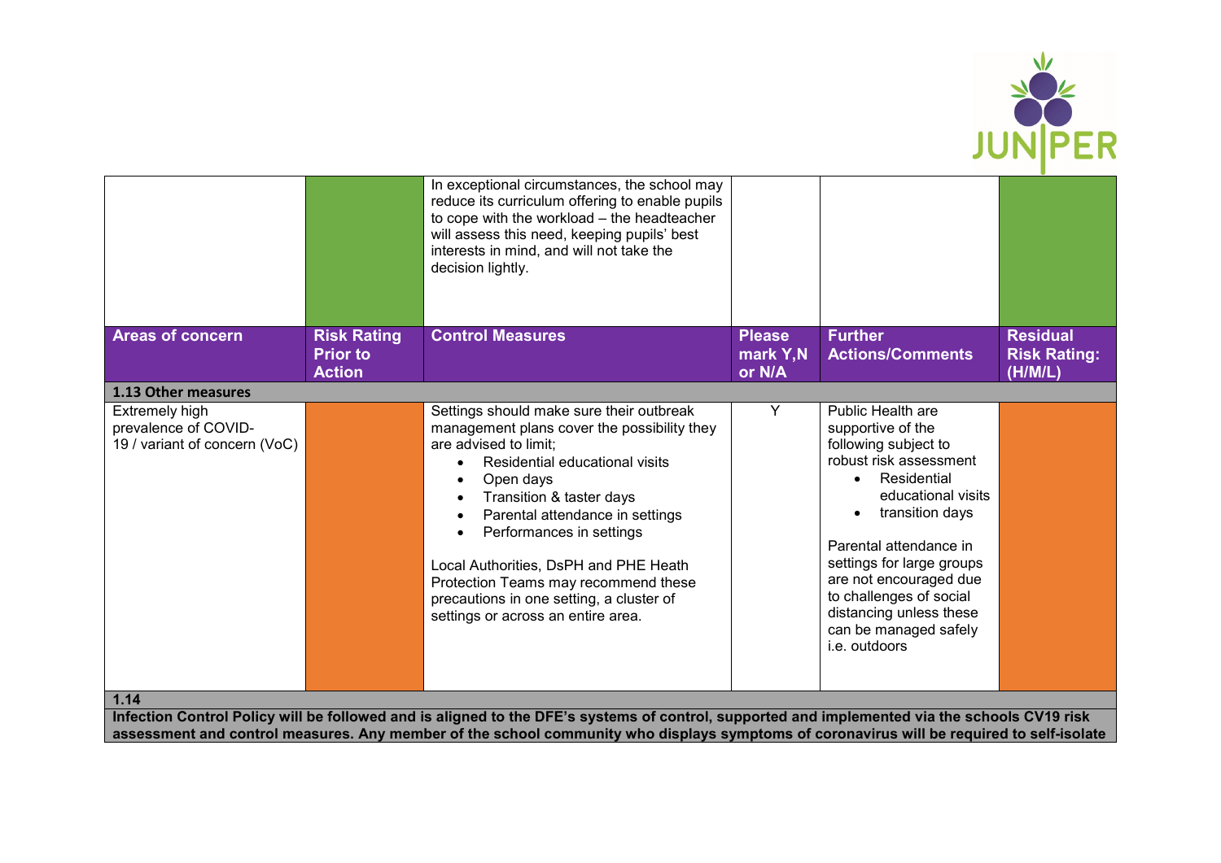| | | In exceptional circumstances, the school may reduce its curriculum offering to enable pupils to cope with the workload – the headteacher will assess this need, keeping pupils' best interests in mind, and will not take the decision lightly. | | | |
|---|---|---|---|---|---|
| **Areas of concern** | **Risk Rating Prior to Action** | **Control Measures** | **Please mark Y,N or N/A** | **Further Actions/Comments** | **Residual Risk Rating: (H/M/L)** |
| **1.13 Other measures** | | | | | |
| Extremely high prevalence of COVID-19 / variant of concern (VoC) | | Settings should make sure their outbreak management plans cover the possibility they are advised to limit;<br>• Residential educational visits<br>• Open days<br>• Transition & taster days<br>• Parental attendance in settings<br>• Performances in settings<br><br>Local Authorities, DsPH and PHE Heath Protection Teams may recommend these precautions in one setting, a cluster of settings or across an entire area. | Y | Public Health are supportive of the following subject to robust risk assessment<br>• Residential educational visits<br>• transition days<br><br>Parental attendance in settings for large groups are not encouraged due to challenges of social distancing unless these can be managed safely i.e. outdoors | |
| **1.14** | | | | | |

**Infection Control Policy will be followed and is aligned to the DFE's systems of control, supported and implemented via the schools CV19 risk assessment and control measures. Any member of the school community who displays symptoms of coronavirus will be required to self-isolate**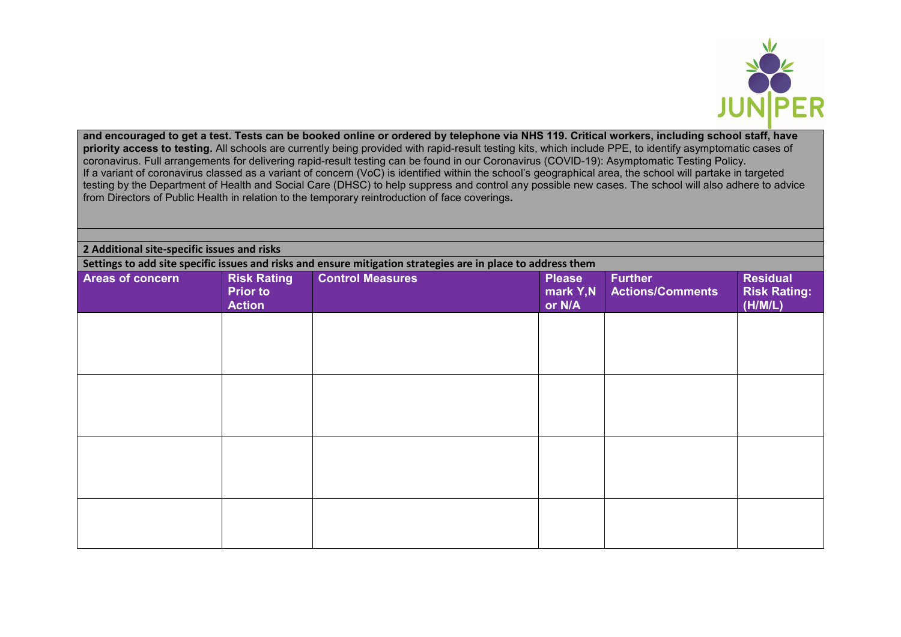**and encouraged to get a test. Tests can be booked online or ordered by telephone via NHS 119. Critical workers, including school staff, have priority access to testing.** All schools are currently being provided with rapid-result testing kits, which include PPE, to identify asymptomatic cases of coronavirus. Full arrangements for delivering rapid-result testing can be found in our Coronavirus (COVID-19): Asymptomatic Testing Policy.
If a variant of coronavirus classed as a variant of concern (VoC) is identified within the school's geographical area, the school will partake in targeted testing by the Department of Health and Social Care (DHSC) to help suppress and control any possible new cases. The school will also adhere to advice from Directors of Public Health in relation to the temporary reintroduction of face coverings**.**

**2 Additional site-specific issues and risks**

**Settings to add site specific issues and risks and ensure mitigation strategies are in place to address them**

| Areas of concern | Risk Rating Prior to Action | Control Measures | Please mark Y,N or N/A | Further Actions/Comments | Residual Risk Rating: (H/M/L) |
|---|---|---|---|---|---|
| | | | | | |
| | | | | | |
| | | | | | |
| | | | | | |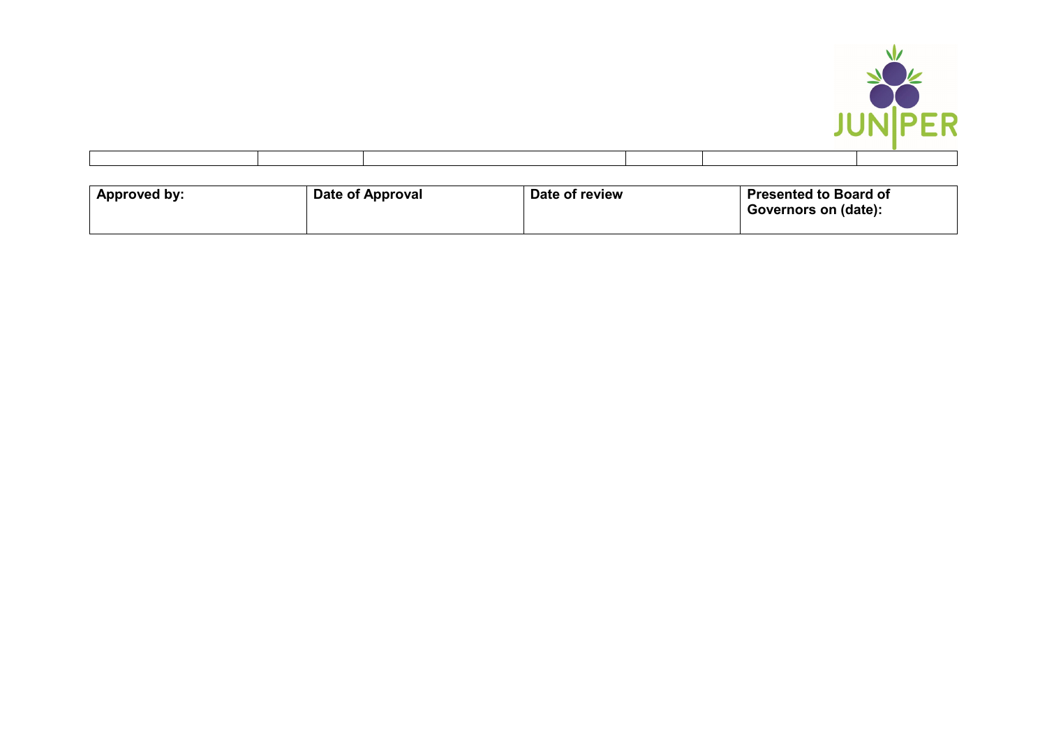| | | | | | |
|---|---|---|---|---|---|
| | | | | | |

| Approved by: | Date of Approval | Date of review | Presented to Board of Governors on (date): |
|---|---|---|---|
| | | | |